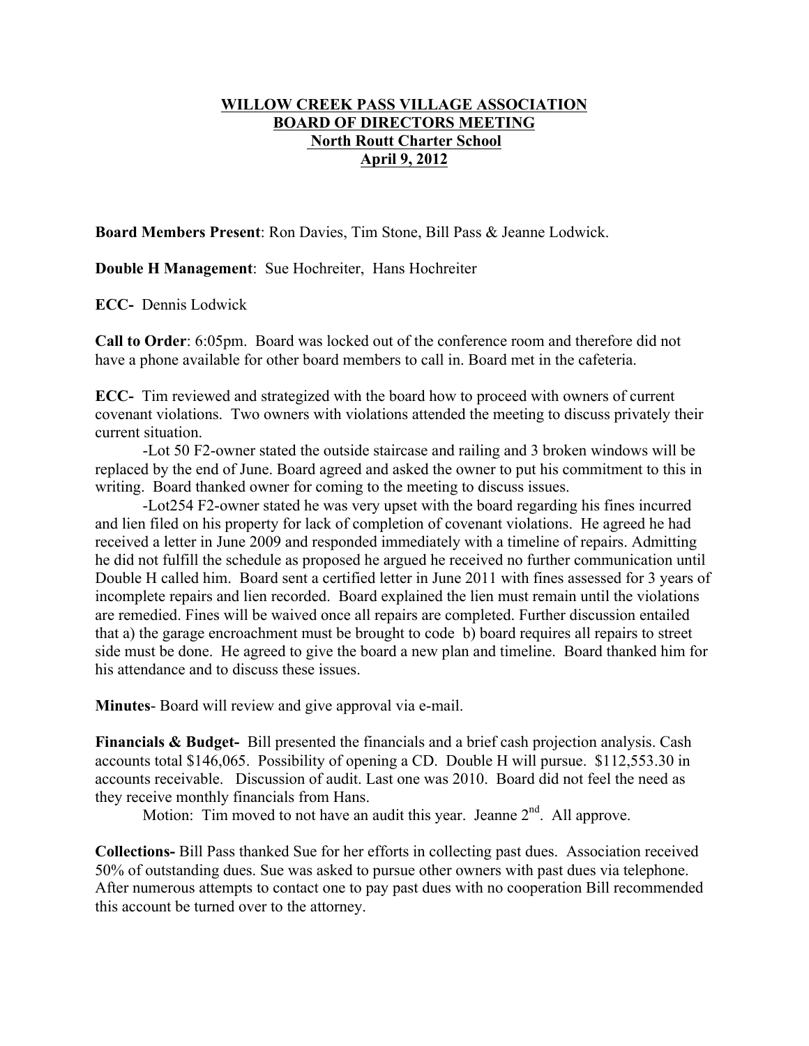# WILLOW CREEK PASS VILLAGE ASSOCIATION
## BOARD OF DIRECTORS MEETING
## North Routt Charter School
## April 9, 2012

**Board Members Present**: Ron Davies, Tim Stone, Bill Pass & Jeanne Lodwick.

**Double H Management**: Sue Hochreiter, Hans Hochreiter

**ECC-** Dennis Lodwick

**Call to Order**: 6:05pm. Board was locked out of the conference room and therefore did not have a phone available for other board members to call in. Board met in the cafeteria.

**ECC-** Tim reviewed and strategized with the board how to proceed with owners of current covenant violations. Two owners with violations attended the meeting to discuss privately their current situation.

-Lot 50 F2-owner stated the outside staircase and railing and 3 broken windows will be replaced by the end of June. Board agreed and asked the owner to put his commitment to this in writing. Board thanked owner for coming to the meeting to discuss issues.

-Lot254 F2-owner stated he was very upset with the board regarding his fines incurred and lien filed on his property for lack of completion of covenant violations. He agreed he had received a letter in June 2009 and responded immediately with a timeline of repairs. Admitting he did not fulfill the schedule as proposed he argued he received no further communication until Double H called him. Board sent a certified letter in June 2011 with fines assessed for 3 years of incomplete repairs and lien recorded. Board explained the lien must remain until the violations are remedied. Fines will be waived once all repairs are completed. Further discussion entailed that a) the garage encroachment must be brought to code b) board requires all repairs to street side must be done. He agreed to give the board a new plan and timeline. Board thanked him for his attendance and to discuss these issues.

**Minutes**- Board will review and give approval via e-mail.

**Financials & Budget-** Bill presented the financials and a brief cash projection analysis. Cash accounts total $146,065. Possibility of opening a CD. Double H will pursue. $112,553.30 in accounts receivable. Discussion of audit. Last one was 2010. Board did not feel the need as they receive monthly financials from Hans.

Motion: Tim moved to not have an audit this year. Jeanne 2nd. All approve.

**Collections-** Bill Pass thanked Sue for her efforts in collecting past dues. Association received 50% of outstanding dues. Sue was asked to pursue other owners with past dues via telephone. After numerous attempts to contact one to pay past dues with no cooperation Bill recommended this account be turned over to the attorney.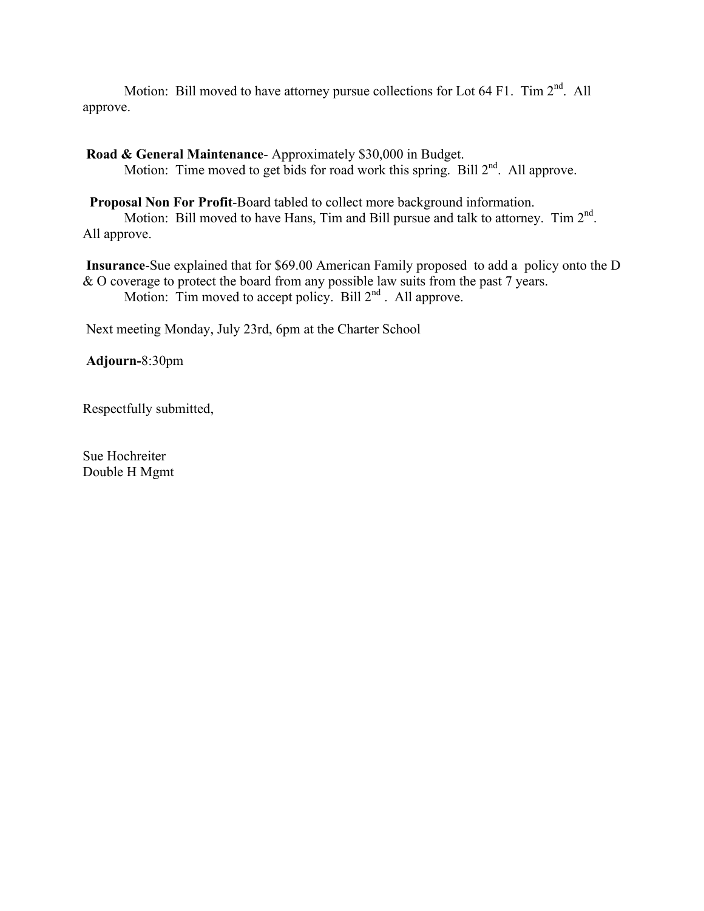Motion: Bill moved to have attorney pursue collections for Lot 64 F1. Tim 2nd. All approve.

**Road & General Maintenance**- Approximately $30,000 in Budget.

Motion: Time moved to get bids for road work this spring. Bill 2nd. All approve.

**Proposal Non For Profit**-Board tabled to collect more background information.

Motion: Bill moved to have Hans, Tim and Bill pursue and talk to attorney. Tim 2nd. All approve.

**Insurance**-Sue explained that for $69.00 American Family proposed to add a policy onto the D & O coverage to protect the board from any possible law suits from the past 7 years.

Motion: Tim moved to accept policy. Bill 2nd. All approve.

Next meeting Monday, July 23rd, 6pm at the Charter School

**Adjourn-**8:30pm

Respectfully submitted,

Sue Hochreiter
Double H Mgmt